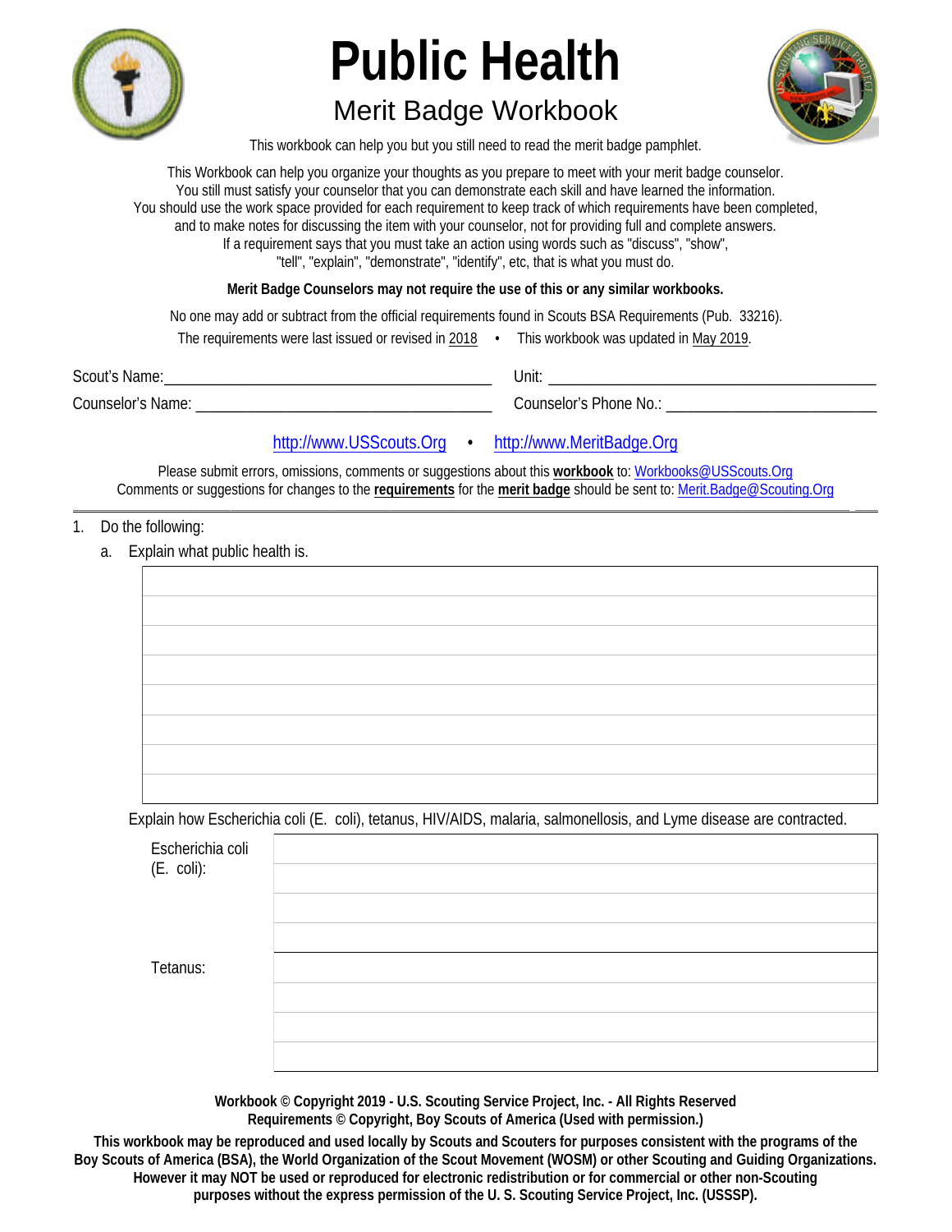# Public Health

## Merit Badge Workbook

This workbook can help you but you still need to read the merit badge pamphlet.

This Workbook can help you organize your thoughts as you prepare to meet with your merit badge counselor.
You still must satisfy your counselor that you can demonstrate each skill and have learned the information.
You should use the work space provided for each requirement to keep track of which requirements have been completed,
and to make notes for discussing the item with your counselor, not for providing full and complete answers.
If a requirement says that you must take an action using words such as "discuss", "show",
"tell", "explain", "demonstrate", "identify", etc, that is what you must do.

**Merit Badge Counselors may not require the use of this or any similar workbooks.**

No one may add or subtract from the official requirements found in Scouts BSA Requirements (Pub. 33216).

The requirements were last issued or revised in 2018 • This workbook was updated in May 2019.

Scout's Name: ________________________ Unit: ________________________

Counselor's Name: ________________________ Counselor's Phone No.: ________________________

http://www.USScouts.Org • http://www.MeritBadge.Org

Please submit errors, omissions, comments or suggestions about this **workbook** to: Workbooks@USScouts.Org
Comments or suggestions for changes to the **requirements** for the **merit badge** should be sent to: Merit.Badge@Scouting.Org

---

1. Do the following:
   a. Explain what public health is.

      Explain how Escherichia coli (E. coli), tetanus, HIV/AIDS, malaria, salmonellosis, and Lyme disease are contracted.

| | |
|---|---|
| Escherichia coli (E. coli): | |
| Tetanus: | |

**Workbook © Copyright 2019 - U.S. Scouting Service Project, Inc. - All Rights Reserved**
**Requirements © Copyright, Boy Scouts of America (Used with permission.)**

**This workbook may be reproduced and used locally by Scouts and Scouters for purposes consistent with the programs of the Boy Scouts of America (BSA), the World Organization of the Scout Movement (WOSM) or other Scouting and Guiding Organizations. However it may NOT be used or reproduced for electronic redistribution or for commercial or other non-Scouting purposes without the express permission of the U. S. Scouting Service Project, Inc. (USSSP).**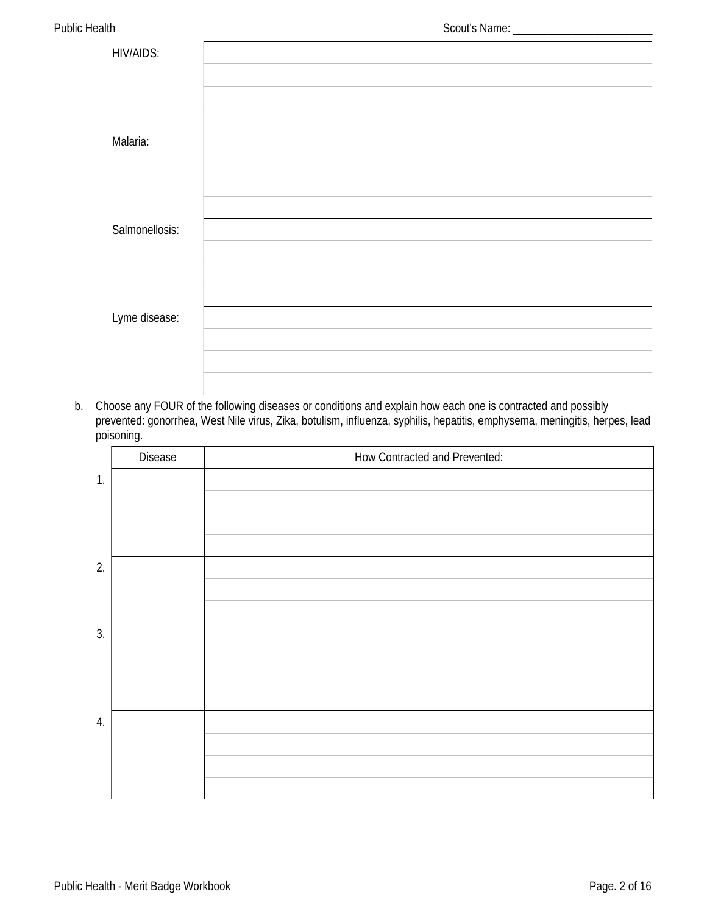| | |
|---|---|
| HIV/AIDS: | |
| Malaria: | |
| Salmonellosis: | |
| Lyme disease: | |

b. Choose any FOUR of the following diseases or conditions and explain how each one is contracted and possibly prevented: gonorrhea, West Nile virus, Zika, botulism, influenza, syphilis, hepatitis, emphysema, meningitis, herpes, lead poisoning.

| | Disease | How Contracted and Prevented: |
|---|---|---|
| 1. | | |
| 2. | | |
| 3. | | |
| 4. | | |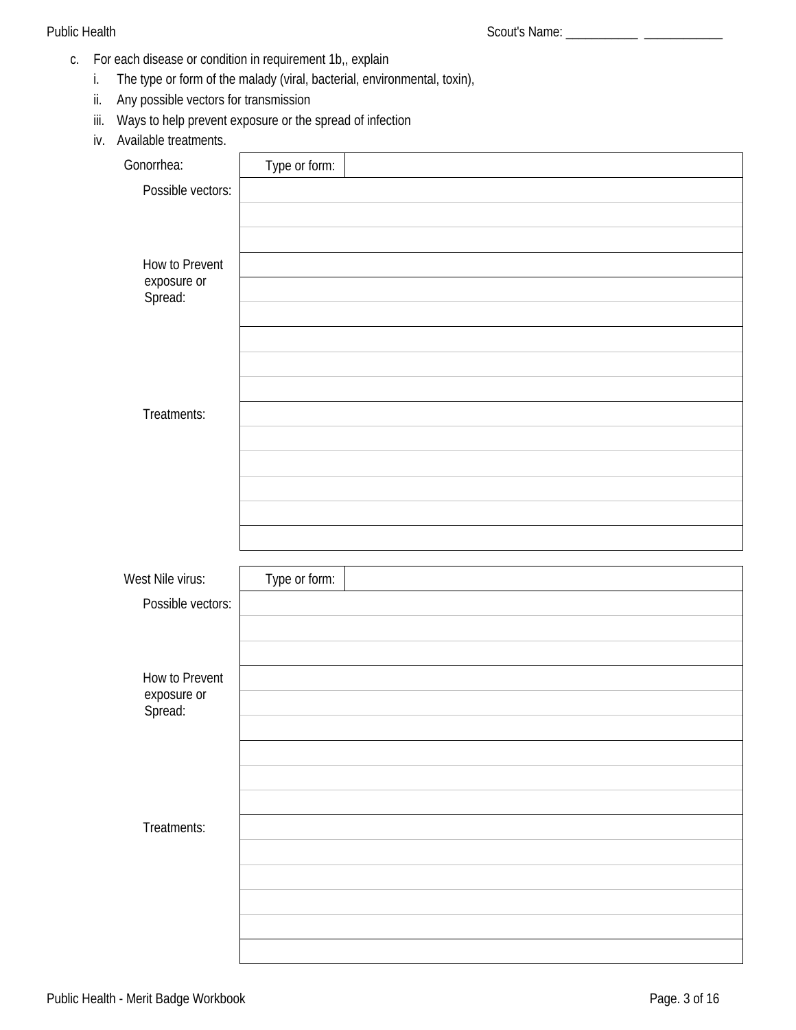c. For each disease or condition in requirement 1b,, explain
   i. The type or form of the malady (viral, bacterial, environmental, toxin),
   ii. Any possible vectors for transmission
   iii. Ways to help prevent exposure or the spread of infection
   iv. Available treatments.

| Gonorrhea: | Type or form: | |
|---|---|---|
| Possible vectors: | | |
| | | |
| | | |
| How to Prevent exposure or Spread: | | |
| | | |
| | | |
| | | |
| | | |
| | | |
| Treatments: | | |
| | | |
| | | |
| | | |
| | | |
| | | |

| West Nile virus: | Type or form: | |
|---|---|---|
| Possible vectors: | | |
| | | |
| | | |
| How to Prevent exposure or Spread: | | |
| | | |
| | | |
| | | |
| | | |
| | | |
| Treatments: | | |
| | | |
| | | |
| | | |
| | | |
| | | |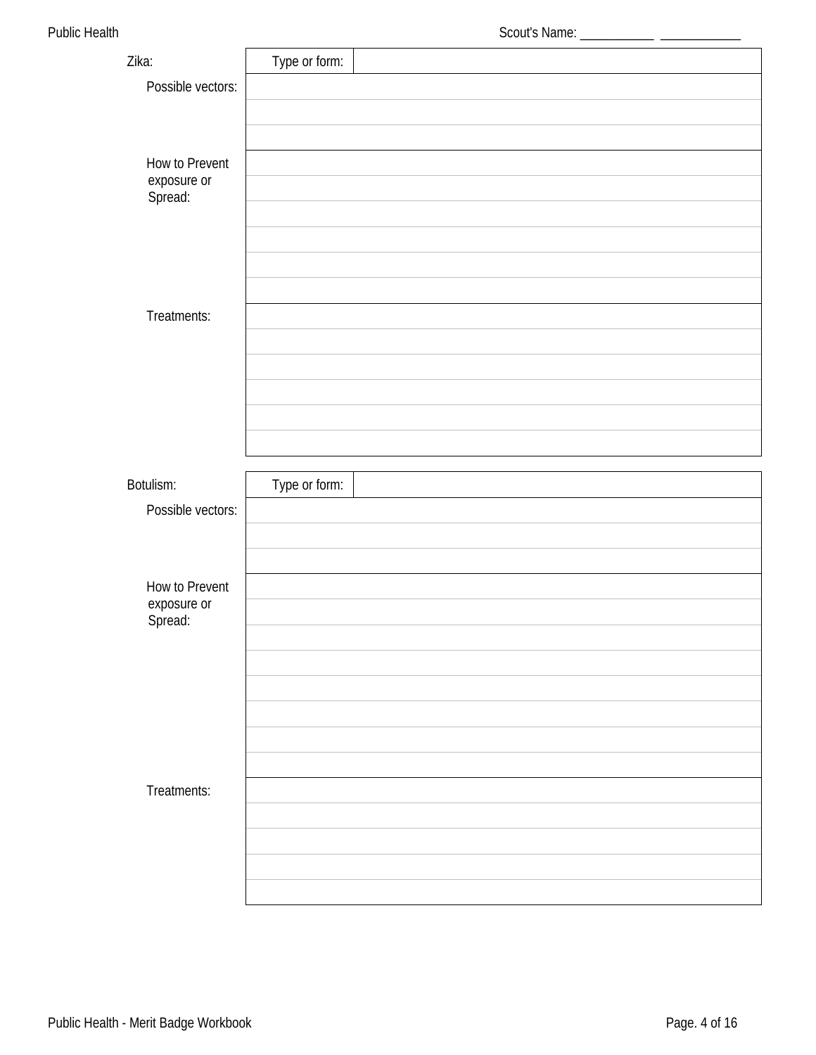Scout's Name: ___________ ____________

| Zika: | Type or form: | |
|---|---|---|
| Possible vectors: | | |
| | | |
| | | |
| How to Prevent exposure or Spread: | | |
| | | |
| | | |
| | | |
| | | |
| | | |
| Treatments: | | |
| | | |
| | | |
| | | |
| | | |
| | | |

| Botulism: | Type or form: | |
|---|---|---|
| Possible vectors: | | |
| | | |
| | | |
| How to Prevent exposure or Spread: | | |
| | | |
| | | |
| | | |
| | | |
| | | |
| | | |
| | | |
| Treatments: | | |
| | | |
| | | |
| | | |
| | | |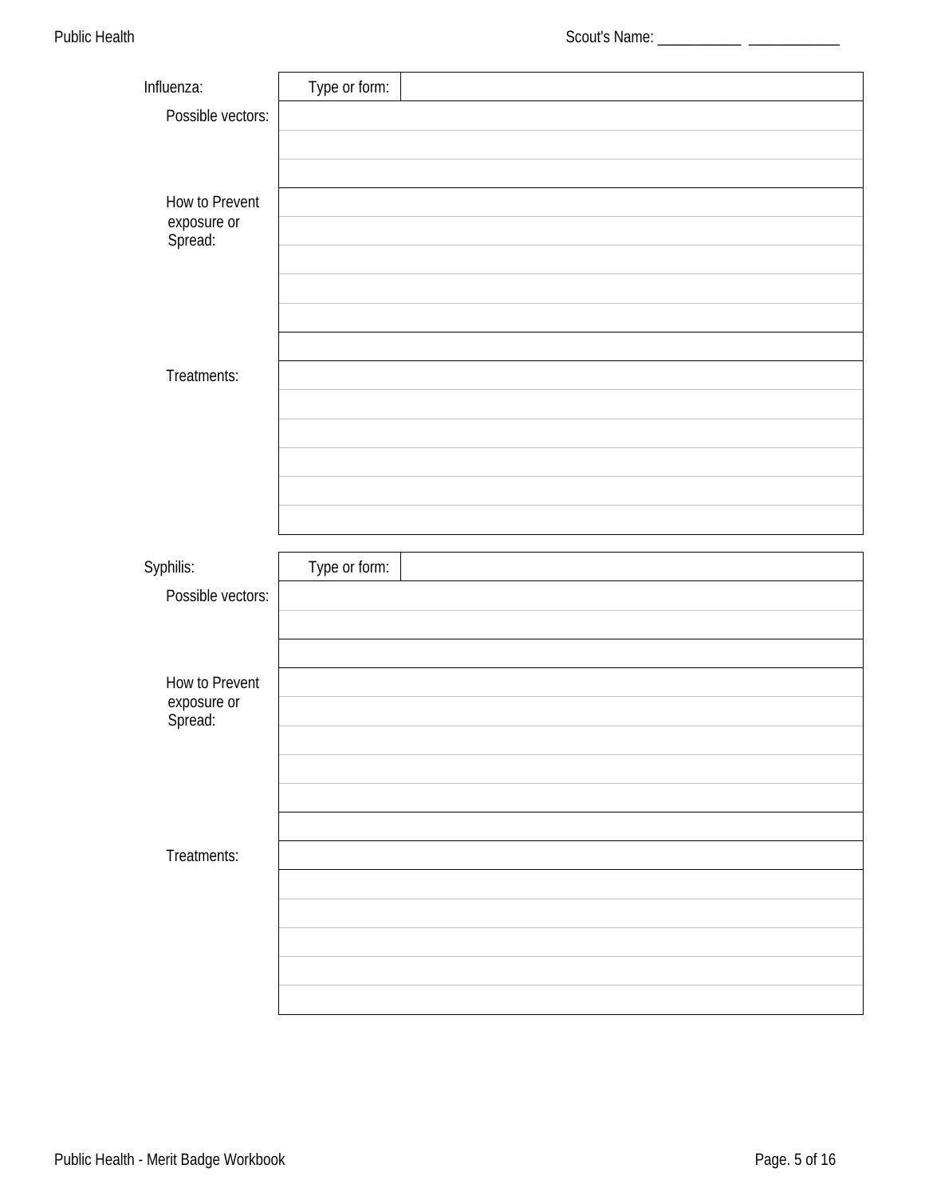Influenza:

| Type or form: | |
|---|---|

Possible vectors:

How to Prevent exposure or Spread:

Treatments:

Syphilis:

| Type or form: | |
|---|---|

Possible vectors:

How to Prevent exposure or Spread:

Treatments: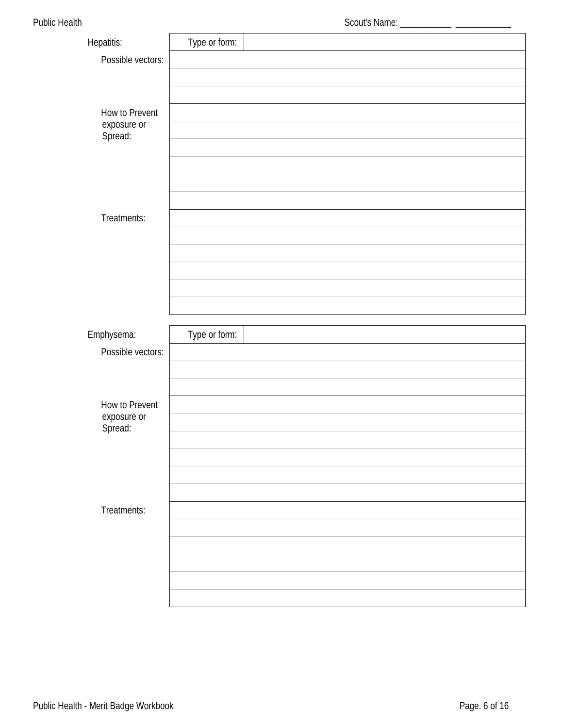Scout's Name: ___________ ___________

| Hepatitis: | Type or form: | |
|---|---|---|
| Possible vectors: | | |
| | | |
| | | |
| How to Prevent exposure or Spread: | | |
| | | |
| | | |
| | | |
| | | |
| | | |
| Treatments: | | |
| | | |
| | | |
| | | |
| | | |
| | | |

| Emphysema: | Type or form: | |
|---|---|---|
| Possible vectors: | | |
| | | |
| | | |
| How to Prevent exposure or Spread: | | |
| | | |
| | | |
| | | |
| | | |
| | | |
| Treatments: | | |
| | | |
| | | |
| | | |
| | | |
| | | |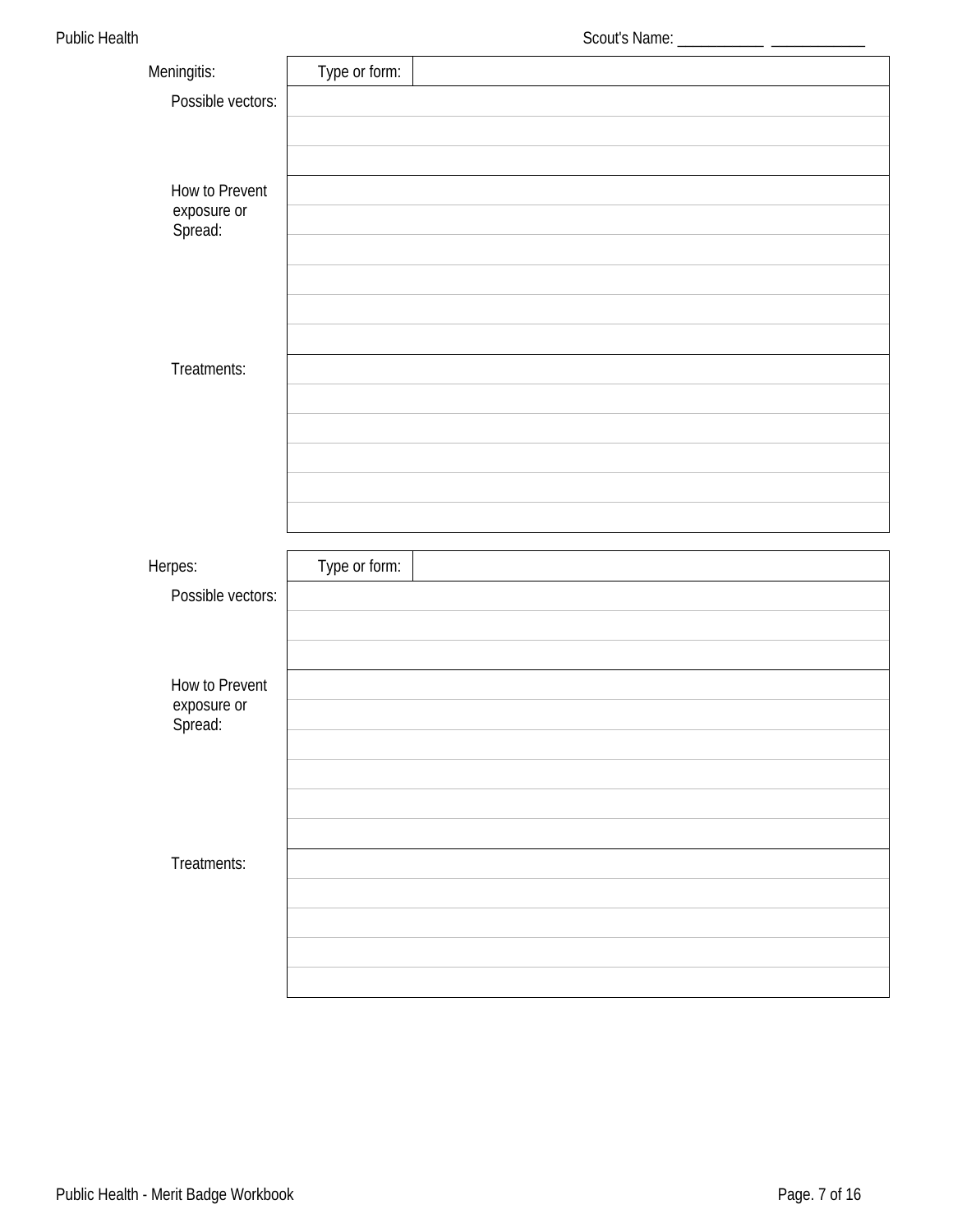Scout's Name: ___________ ___________

| Meningitis: | Type or form: | |
|---|---|---|
| Possible vectors: | | |
| | | |
| | | |
| How to Prevent exposure or Spread: | | |
| | | |
| | | |
| | | |
| | | |
| | | |
| Treatments: | | |
| | | |
| | | |
| | | |
| | | |
| | | |

| Herpes: | Type or form: | |
|---|---|---|
| Possible vectors: | | |
| | | |
| | | |
| How to Prevent exposure or Spread: | | |
| | | |
| | | |
| | | |
| | | |
| | | |
| Treatments: | | |
| | | |
| | | |
| | | |
| | | |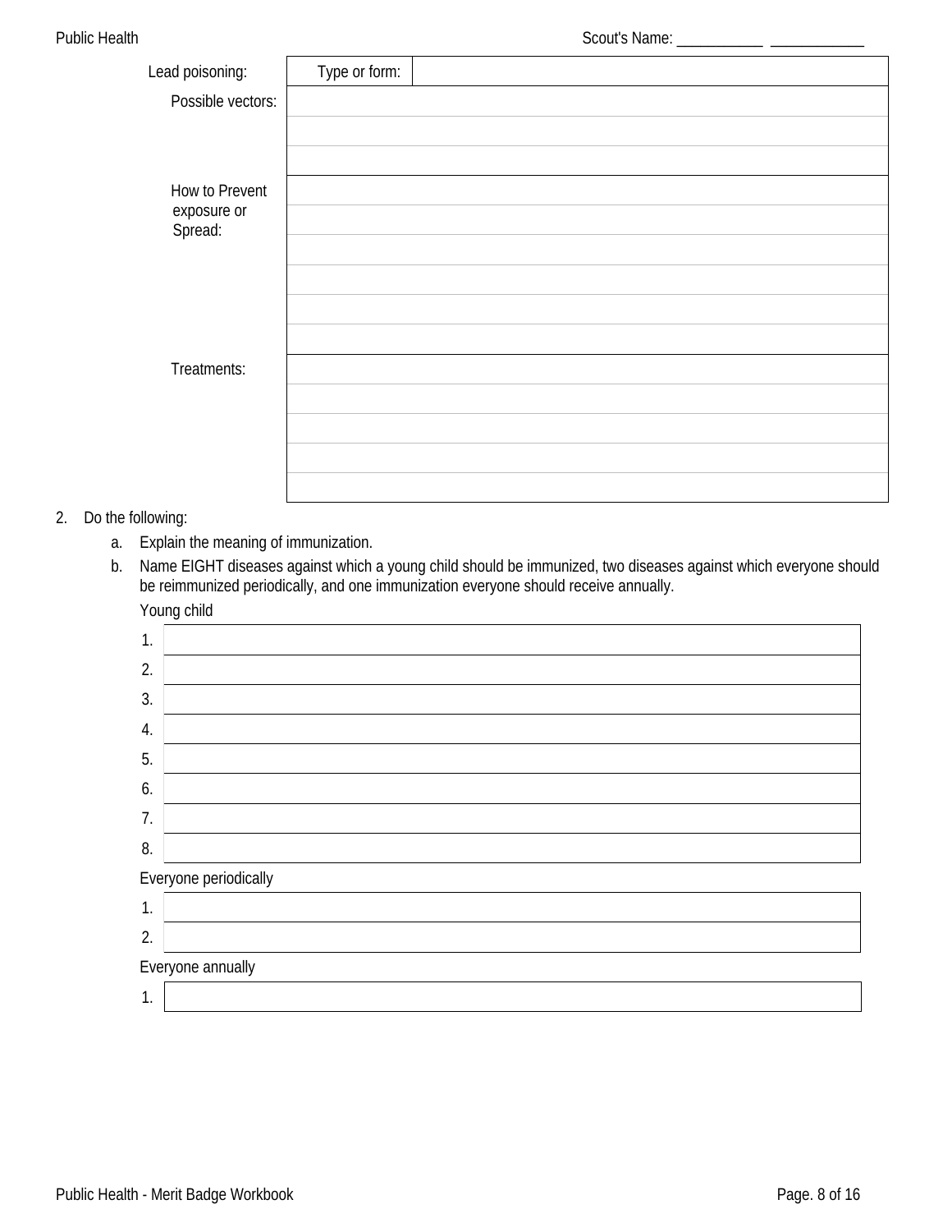| Lead poisoning: | Type or form: | |
|---|---|---|
| Possible vectors: | | |
| | | |
| | | |
| How to Prevent exposure or Spread: | | |
| | | |
| | | |
| | | |
| | | |
| | | |
| Treatments: | | |
| | | |
| | | |
| | | |
| | | |

2. Do the following:
   a. Explain the meaning of immunization.
   b. Name EIGHT diseases against which a young child should be immunized, two diseases against which everyone should be reimmunized periodically, and one immunization everyone should receive annually.

Young child

| | |
|---|---|
| 1. | |
| 2. | |
| 3. | |
| 4. | |
| 5. | |
| 6. | |
| 7. | |
| 8. | |

Everyone periodically

| | |
|---|---|
| 1. | |
| 2. | |

Everyone annually

| | |
|---|---|
| 1. | |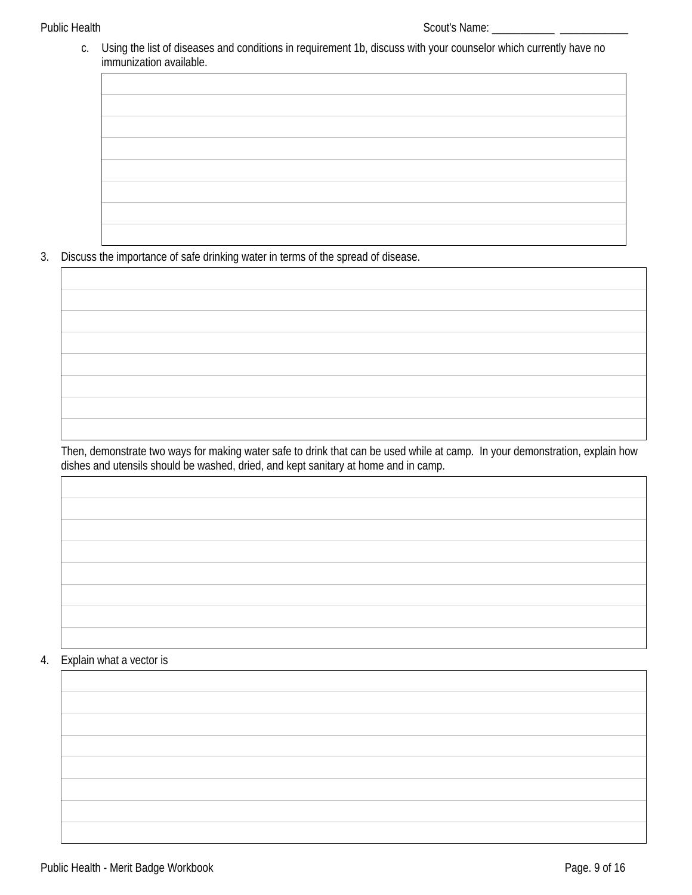c. Using the list of diseases and conditions in requirement 1b, discuss with your counselor which currently have no immunization available.

3. Discuss the importance of safe drinking water in terms of the spread of disease.

Then, demonstrate two ways for making water safe to drink that can be used while at camp. In your demonstration, explain how dishes and utensils should be washed, dried, and kept sanitary at home and in camp.

4. Explain what a vector is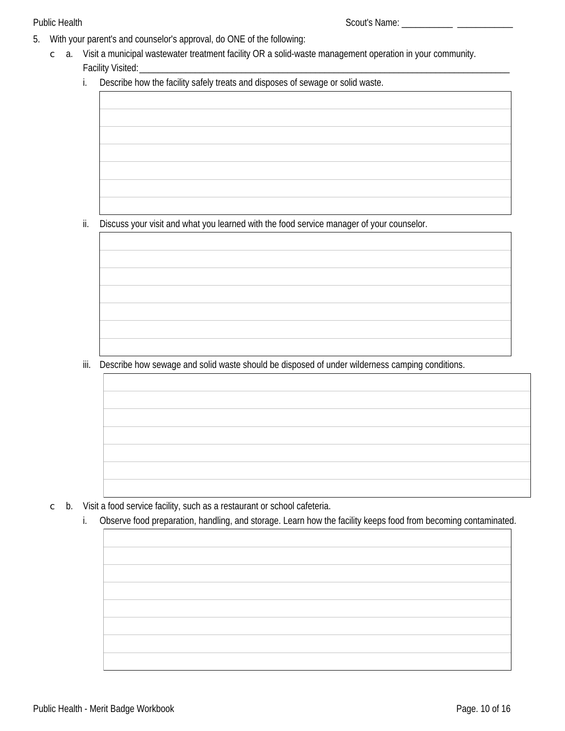5. With your parent's and counselor's approval, do ONE of the following:

   c a. Visit a municipal wastewater treatment facility OR a solid-waste management operation in your community.
   Facility Visited:______________________________________________________________________________

      i. Describe how the facility safely treats and disposes of sewage or solid waste.

      ii. Discuss your visit and what you learned with the food service manager of your counselor.

      iii. Describe how sewage and solid waste should be disposed of under wilderness camping conditions.

   c b. Visit a food service facility, such as a restaurant or school cafeteria.

      i. Observe food preparation, handling, and storage. Learn how the facility keeps food from becoming contaminated.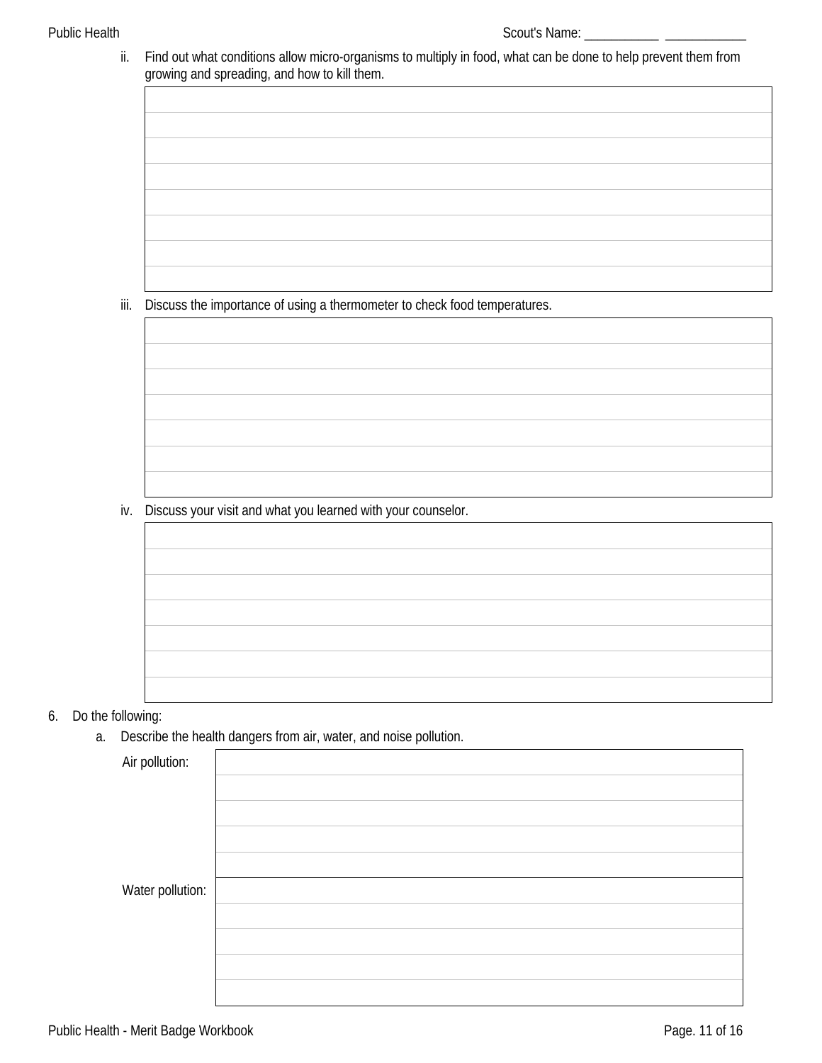ii. Find out what conditions allow micro-organisms to multiply in food, what can be done to help prevent them from growing and spreading, and how to kill them.

iii. Discuss the importance of using a thermometer to check food temperatures.

iv. Discuss your visit and what you learned with your counselor.

6. Do the following:

   a. Describe the health dangers from air, water, and noise pollution.

| Air pollution: | |
| --- | --- |
| Water pollution: | |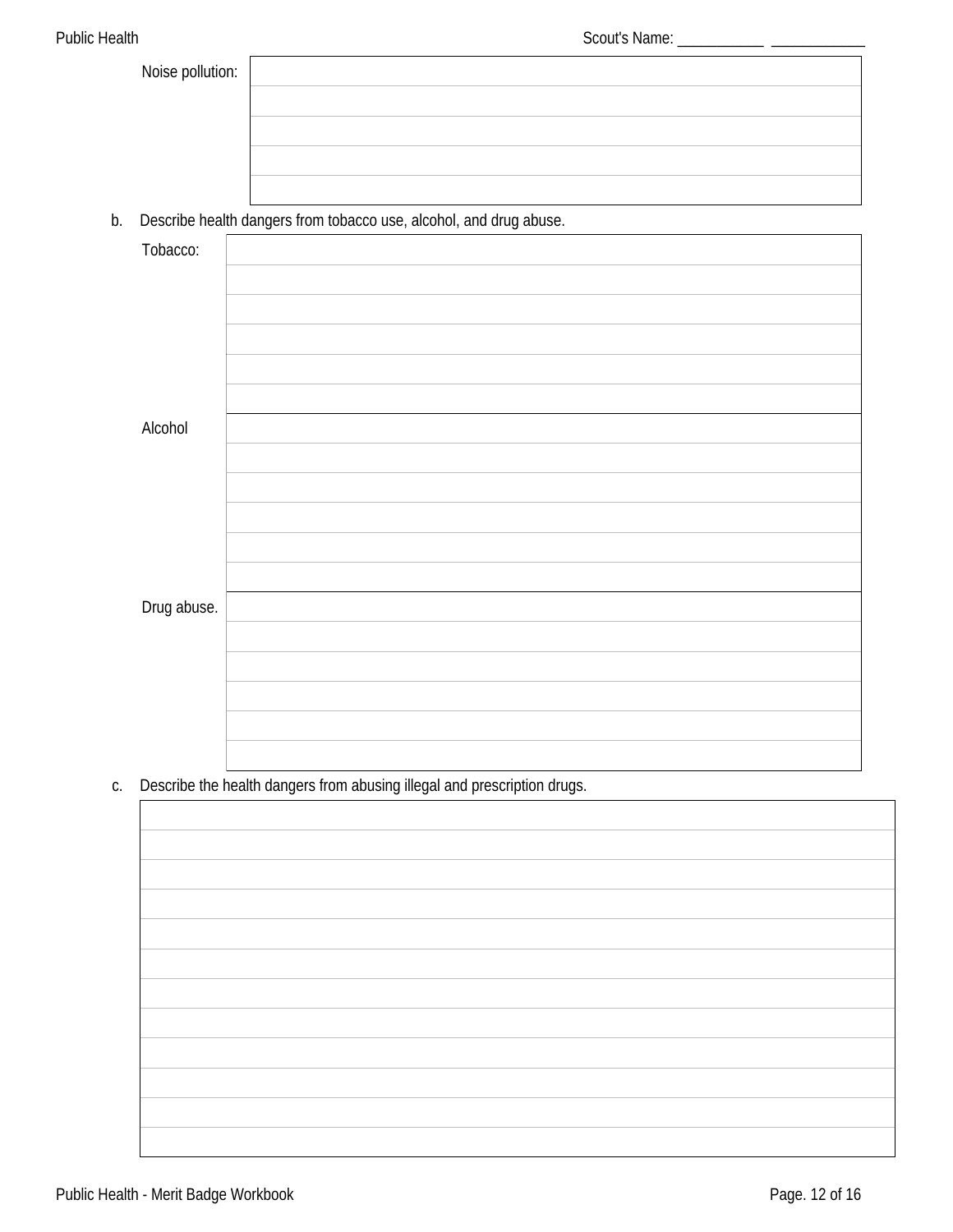Noise pollution:

| |
|---|
| |
| |
| |
| |
| |

b. Describe health dangers from tobacco use, alcohol, and drug abuse.

| | |
|---|---|
| Tobacco: | |
| | |
| | |
| | |
| | |
| | |
| Alcohol | |
| | |
| | |
| | |
| | |
| | |
| Drug abuse. | |
| | |
| | |
| | |
| | |
| | |

c. Describe the health dangers from abusing illegal and prescription drugs.

| |
|---|
| |
| |
| |
| |
| |
| |
| |
| |
| |
| |
| |
| |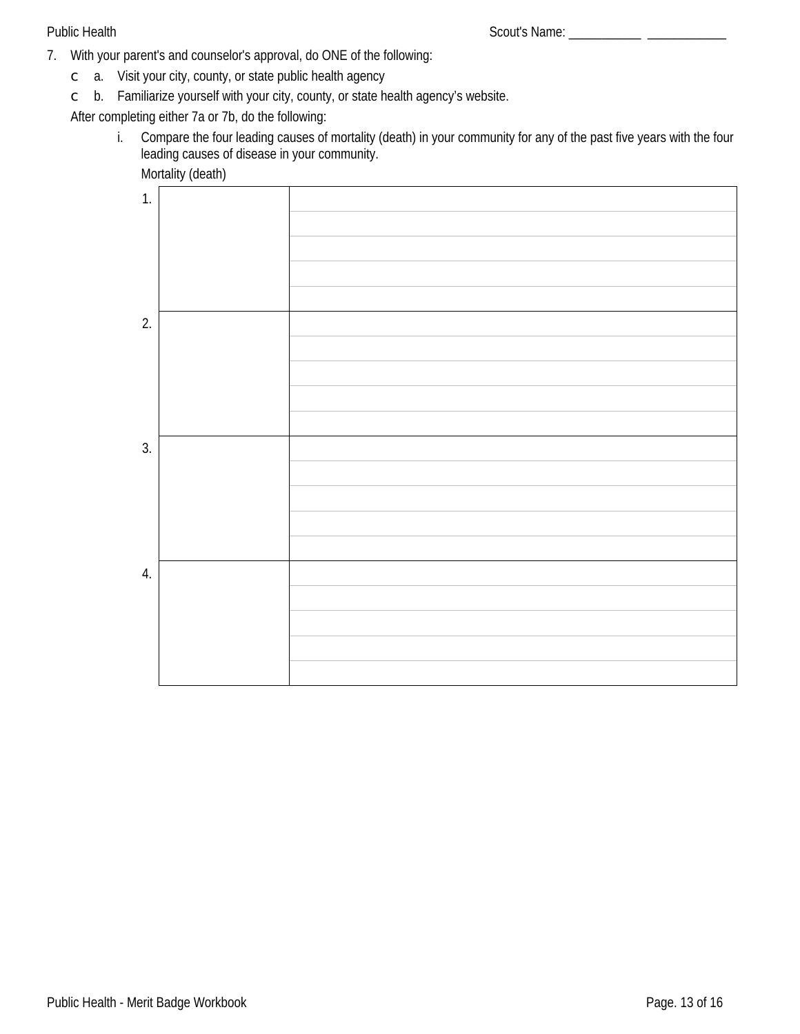7. With your parent's and counselor's approval, do ONE of the following:
   - ☐ a. Visit your city, county, or state public health agency
   - ☐ b. Familiarize yourself with your city, county, or state health agency's website.

   After completing either 7a or 7b, do the following:

   i. Compare the four leading causes of mortality (death) in your community for any of the past five years with the four leading causes of disease in your community.

   Mortality (death)

| | | |
|---|---|---|
| 1. | | |
| 2. | | |
| 3. | | |
| 4. | | |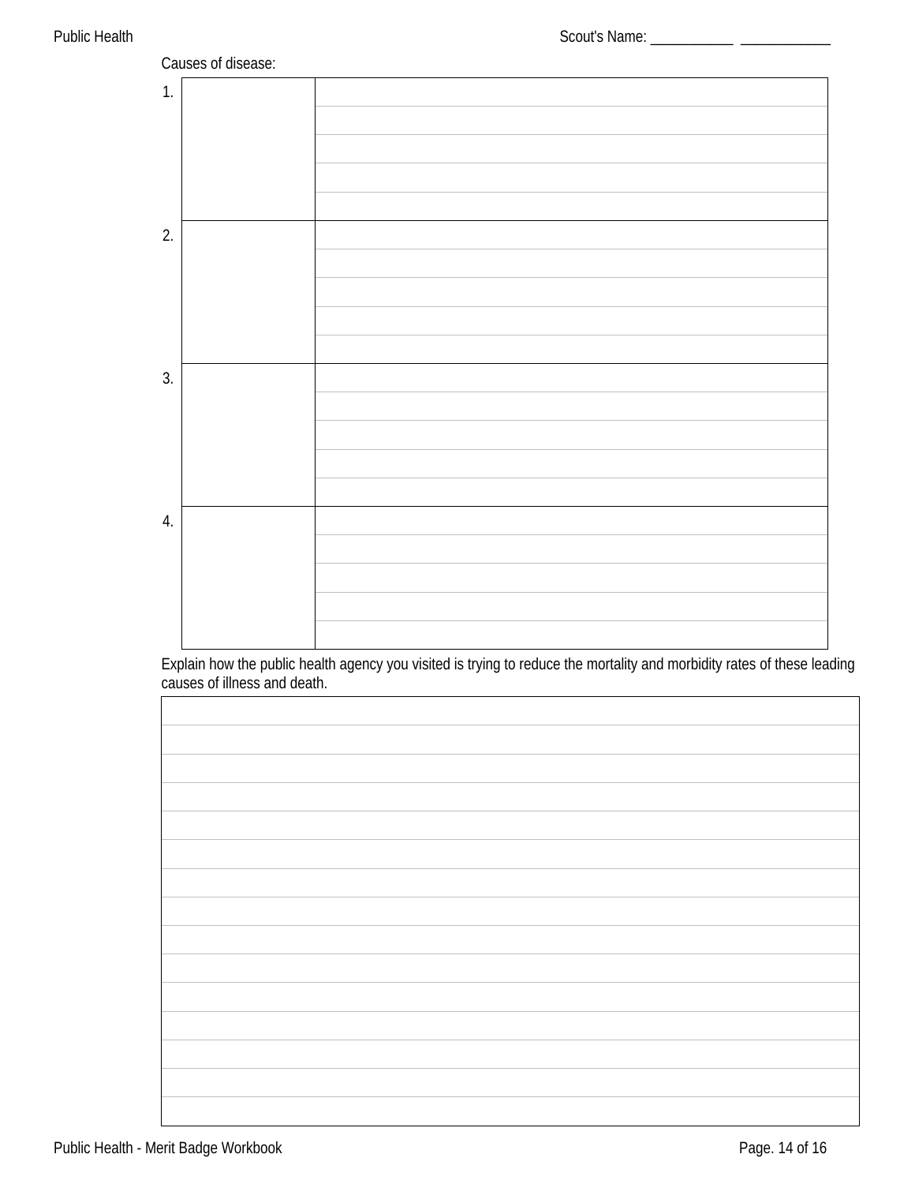Scout's Name: ___________ ____________

Causes of disease:

| | | |
|---|---|---|
| 1. | | |
| 2. | | |
| 3. | | |
| 4. | | |

Explain how the public health agency you visited is trying to reduce the mortality and morbidity rates of these leading causes of illness and death.

| |
|---|
| |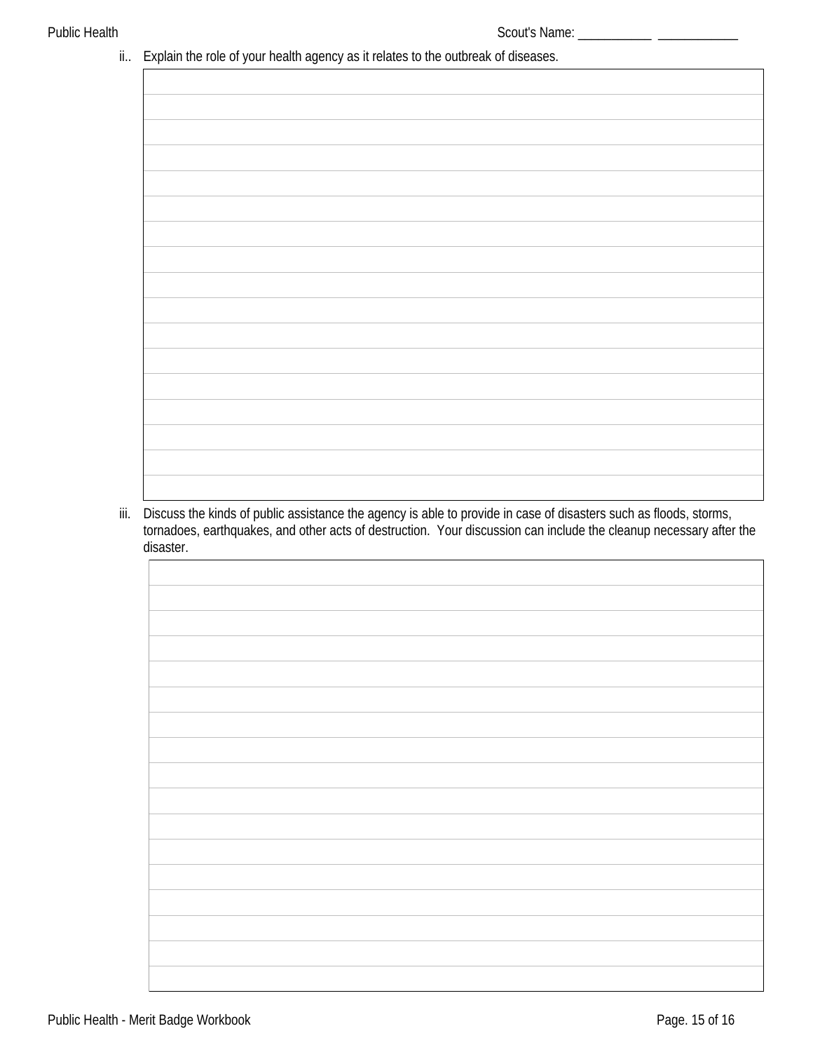ii.. Explain the role of your health agency as it relates to the outbreak of diseases.

iii. Discuss the kinds of public assistance the agency is able to provide in case of disasters such as floods, storms, tornadoes, earthquakes, and other acts of destruction. Your discussion can include the cleanup necessary after the disaster.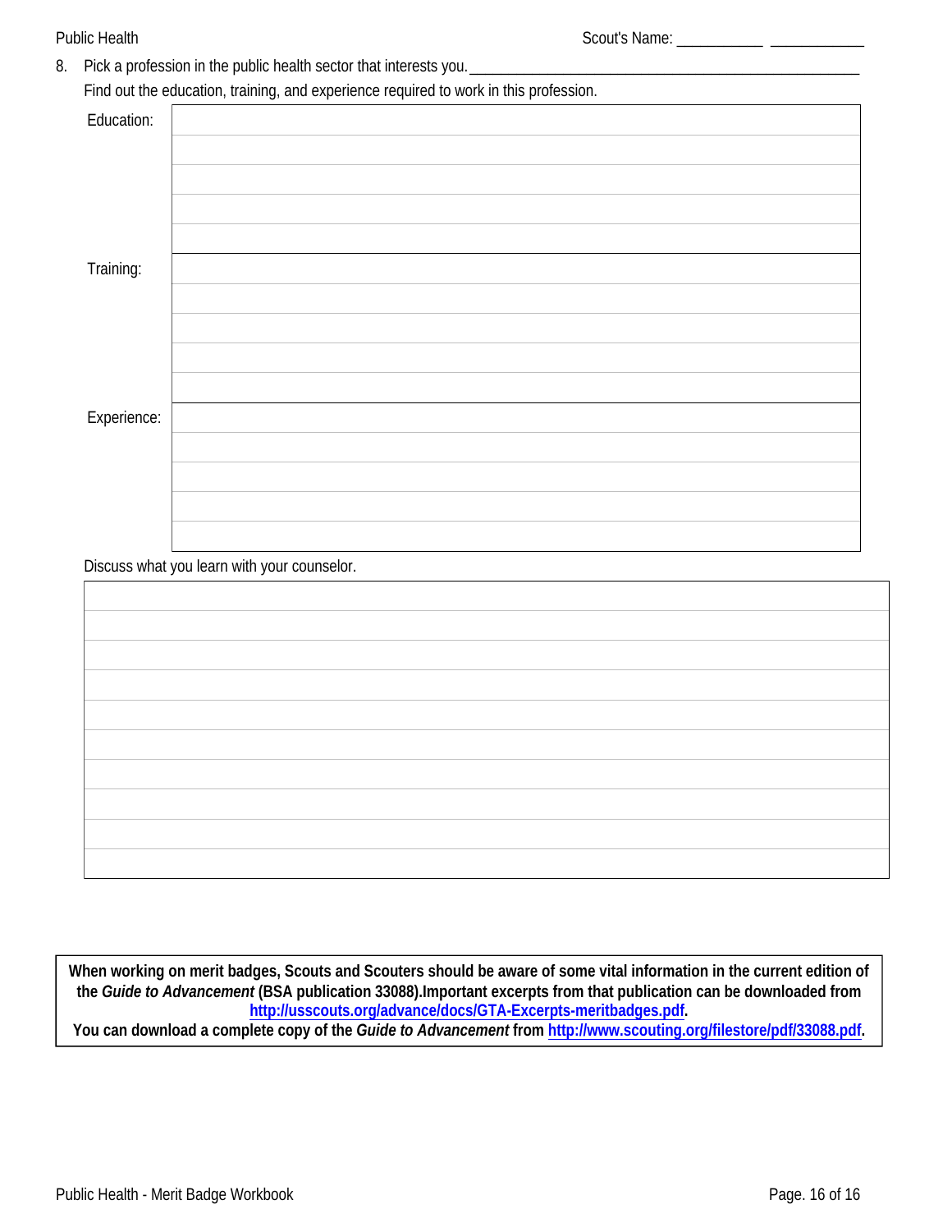Scout's Name: ___________ ___________

8. Pick a profession in the public health sector that interests you. ______________________________

   Find out the education, training, and experience required to work in this profession.

| | |
|---|---|
| Education: | |
| | |
| | |
| | |
| | |
| Training: | |
| | |
| | |
| | |
| | |
| Experience: | |
| | |
| | |
| | |
| | |

   Discuss what you learn with your counselor.

| |
|---|
| |
| |
| |
| |
| |
| |
| |
| |
| |
| |

**When working on merit badges, Scouts and Scouters should be aware of some vital information in the current edition of the *Guide to Advancement* (BSA publication 33088).Important excerpts from that publication can be downloaded from http://usscouts.org/advance/docs/GTA-Excerpts-meritbadges.pdf.**
**You can download a complete copy of the *Guide to Advancement* from http://www.scouting.org/filestore/pdf/33088.pdf.**